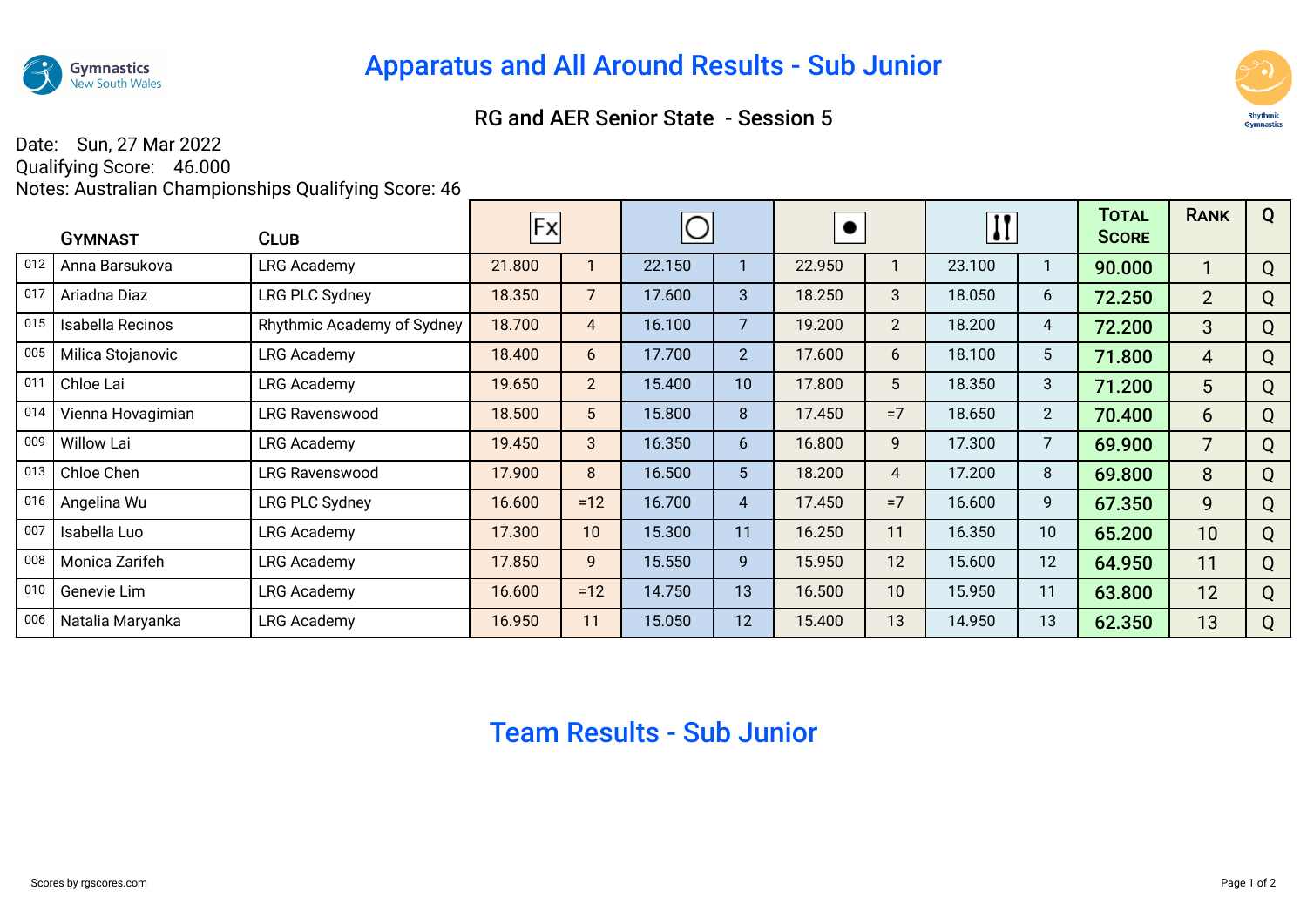Gymnastics New South Wales

# Apparatus and All Around Results - Sub Junior

## RG and AER Senior State - Session 5

Date: Sun, 27 Mar 2022
Qualifying Score: 46.000
Notes: Australian Championships Qualifying Score: 46

| | Gymnast | Club | Fx | | Hoop | | Ball | | Clubs | | Total Score | Rank | Q |
|---|---|---|---|---|---|---|---|---|---|---|---|---|---|
| 012 | Anna Barsukova | LRG Academy | 21.800 | 1 | 22.150 | 1 | 22.950 | 1 | 23.100 | 1 | 90.000 | 1 | Q |
| 017 | Ariadna Diaz | LRG PLC Sydney | 18.350 | 7 | 17.600 | 3 | 18.250 | 3 | 18.050 | 6 | 72.250 | 2 | Q |
| 015 | Isabella Recinos | Rhythmic Academy of Sydney | 18.700 | 4 | 16.100 | 7 | 19.200 | 2 | 18.200 | 4 | 72.200 | 3 | Q |
| 005 | Milica Stojanovic | LRG Academy | 18.400 | 6 | 17.700 | 2 | 17.600 | 6 | 18.100 | 5 | 71.800 | 4 | Q |
| 011 | Chloe Lai | LRG Academy | 19.650 | 2 | 15.400 | 10 | 17.800 | 5 | 18.350 | 3 | 71.200 | 5 | Q |
| 014 | Vienna Hovagimian | LRG Ravenswood | 18.500 | 5 | 15.800 | 8 | 17.450 | =7 | 18.650 | 2 | 70.400 | 6 | Q |
| 009 | Willow Lai | LRG Academy | 19.450 | 3 | 16.350 | 6 | 16.800 | 9 | 17.300 | 7 | 69.900 | 7 | Q |
| 013 | Chloe Chen | LRG Ravenswood | 17.900 | 8 | 16.500 | 5 | 18.200 | 4 | 17.200 | 8 | 69.800 | 8 | Q |
| 016 | Angelina Wu | LRG PLC Sydney | 16.600 | =12 | 16.700 | 4 | 17.450 | =7 | 16.600 | 9 | 67.350 | 9 | Q |
| 007 | Isabella Luo | LRG Academy | 17.300 | 10 | 15.300 | 11 | 16.250 | 11 | 16.350 | 10 | 65.200 | 10 | Q |
| 008 | Monica Zarifeh | LRG Academy | 17.850 | 9 | 15.550 | 9 | 15.950 | 12 | 15.600 | 12 | 64.950 | 11 | Q |
| 010 | Genevie Lim | LRG Academy | 16.600 | =12 | 14.750 | 13 | 16.500 | 10 | 15.950 | 11 | 63.800 | 12 | Q |
| 006 | Natalia Maryanka | LRG Academy | 16.950 | 11 | 15.050 | 12 | 15.400 | 13 | 14.950 | 13 | 62.350 | 13 | Q |

# Team Results - Sub Junior

Scores by rgscores.com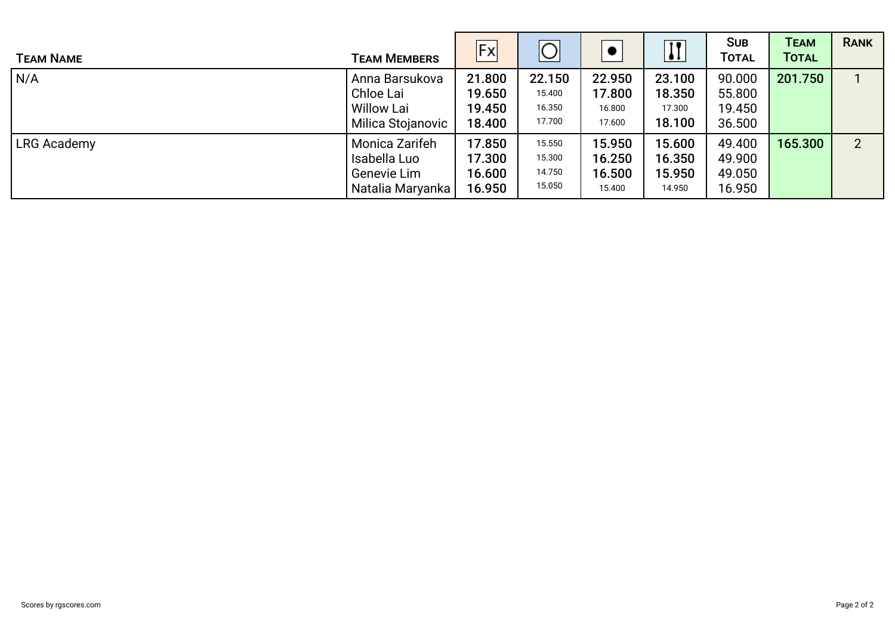| Team Name | Team Members | Fx | Hoop | Ball | Clubs | Sub Total | Team Total | Rank |
|---|---|---|---|---|---|---|---|---|
| N/A | Anna Barsukova | 21.800 | 22.150 | 22.950 | 23.100 | 90.000 | 201.750 | 1 |
| | Chloe Lai | 19.650 | 15.400 | 17.800 | 18.350 | 55.800 | | |
| | Willow Lai | 19.450 | 16.350 | 16.800 | 17.300 | 19.450 | | |
| | Milica Stojanovic | 18.400 | 17.700 | 17.600 | 18.100 | 36.500 | | |
| LRG Academy | Monica Zarifeh | 17.850 | 15.550 | 15.950 | 15.600 | 49.400 | 165.300 | 2 |
| | Isabella Luo | 17.300 | 15.300 | 16.250 | 16.350 | 49.900 | | |
| | Genevie Lim | 16.600 | 14.750 | 16.500 | 15.950 | 49.050 | | |
| | Natalia Maryanka | 16.950 | 15.050 | 15.400 | 14.950 | 16.950 | | |

Scores by rgscores.com